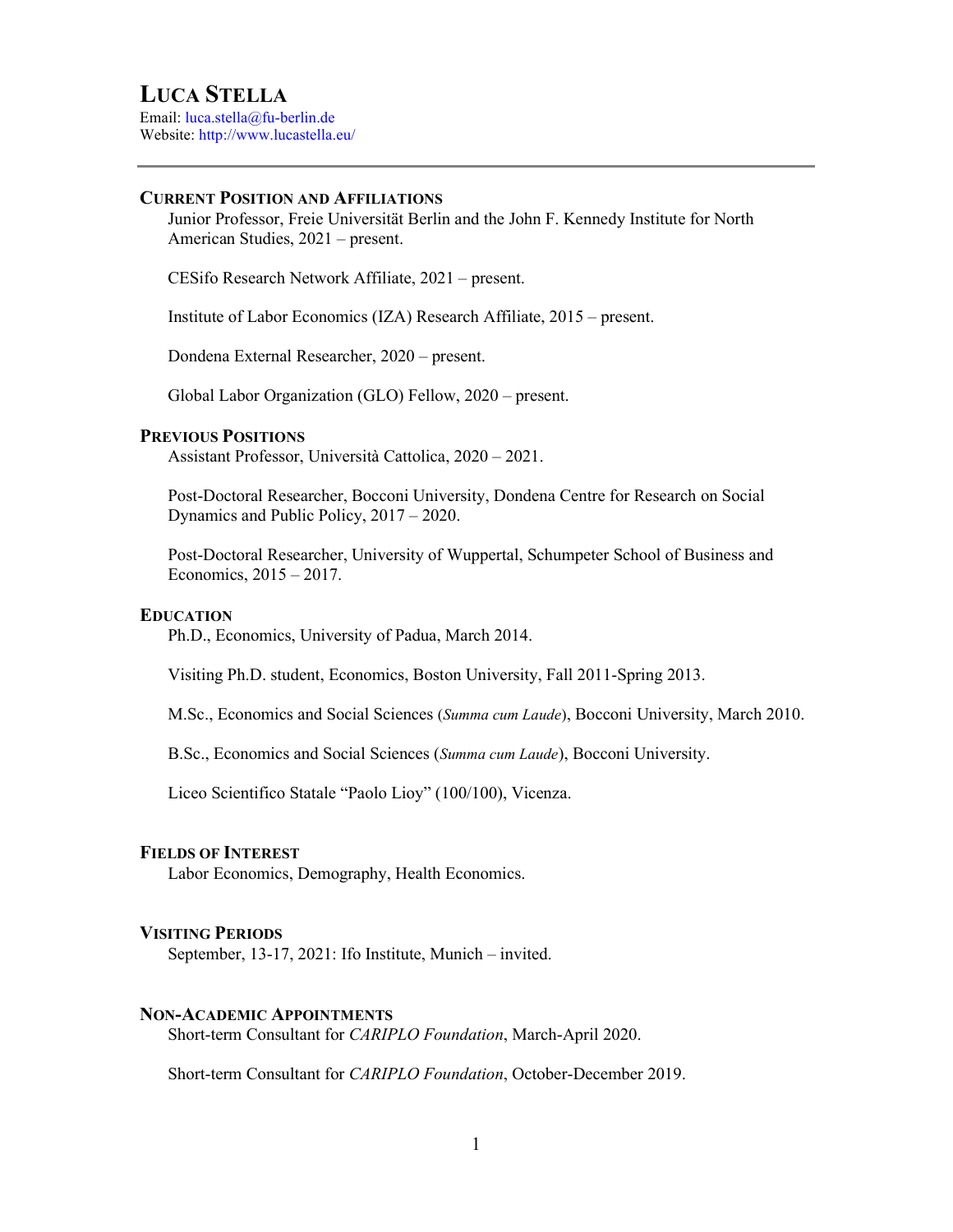# LUCA STELLA

Email: luca.stella@fu-berlin.de
Website: http://www.lucastella.eu/

---

## CURRENT POSITION AND AFFILIATIONS

Junior Professor, Freie Universität Berlin and the John F. Kennedy Institute for North American Studies, 2021 – present.

CESifo Research Network Affiliate, 2021 – present.

Institute of Labor Economics (IZA) Research Affiliate, 2015 – present.

Dondena External Researcher, 2020 – present.

Global Labor Organization (GLO) Fellow, 2020 – present.

## PREVIOUS POSITIONS

Assistant Professor, Università Cattolica, 2020 – 2021.

Post-Doctoral Researcher, Bocconi University, Dondena Centre for Research on Social Dynamics and Public Policy, 2017 – 2020.

Post-Doctoral Researcher, University of Wuppertal, Schumpeter School of Business and Economics, 2015 – 2017.

## EDUCATION

Ph.D., Economics, University of Padua, March 2014.

Visiting Ph.D. student, Economics, Boston University, Fall 2011-Spring 2013.

M.Sc., Economics and Social Sciences (*Summa cum Laude*), Bocconi University, March 2010.

B.Sc., Economics and Social Sciences (*Summa cum Laude*), Bocconi University.

Liceo Scientifico Statale "Paolo Lioy" (100/100), Vicenza.

## FIELDS OF INTEREST

Labor Economics, Demography, Health Economics.

## VISITING PERIODS

September, 13-17, 2021: Ifo Institute, Munich – invited.

## NON-ACADEMIC APPOINTMENTS

Short-term Consultant for *CARIPLO Foundation*, March-April 2020.

Short-term Consultant for *CARIPLO Foundation*, October-December 2019.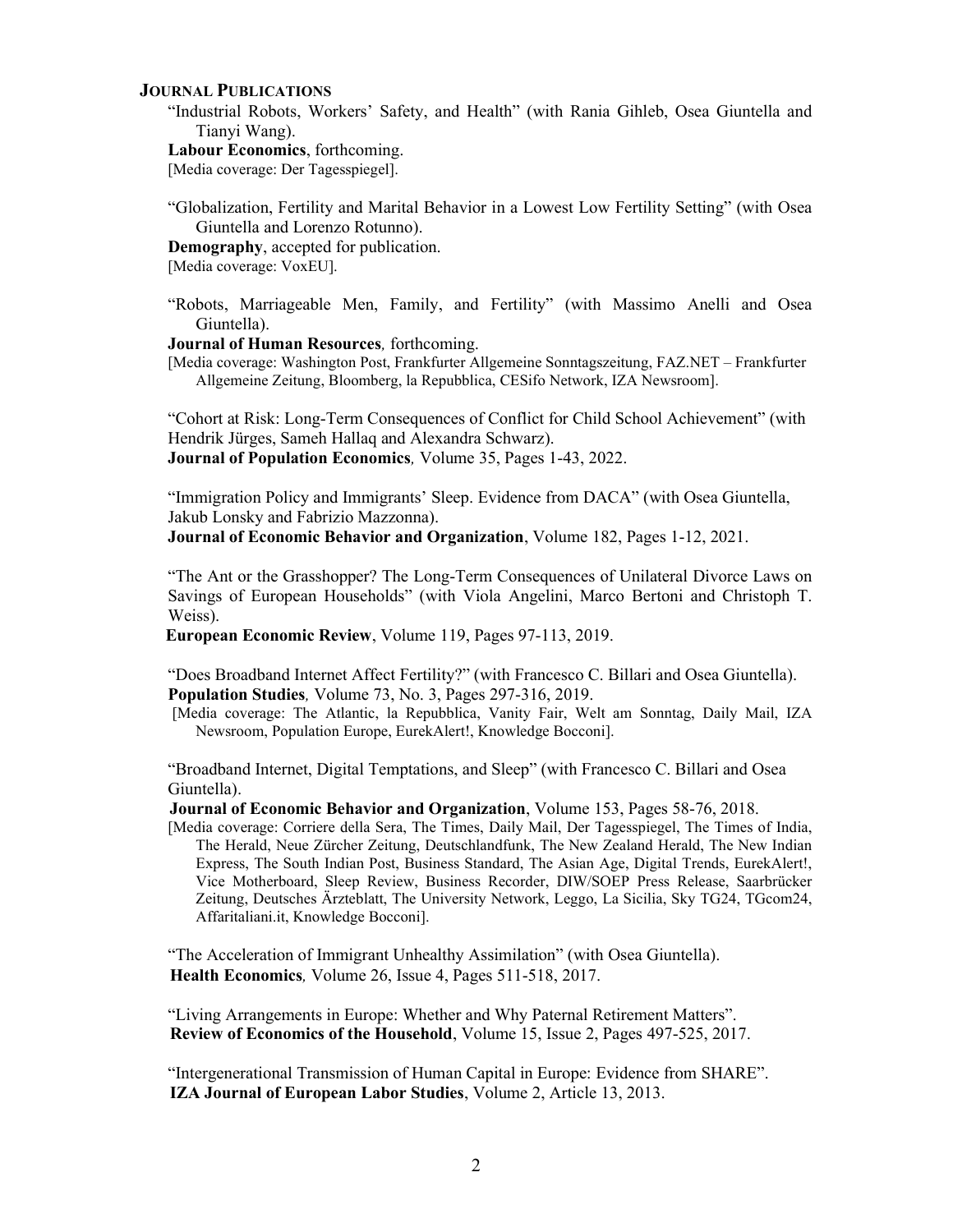## JOURNAL PUBLICATIONS

"Industrial Robots, Workers' Safety, and Health" (with Rania Gihleb, Osea Giuntella and Tianyi Wang).
**Labour Economics**, forthcoming.
[Media coverage: Der Tagesspiegel].

"Globalization, Fertility and Marital Behavior in a Lowest Low Fertility Setting" (with Osea Giuntella and Lorenzo Rotunno).
**Demography**, accepted for publication.
[Media coverage: VoxEU].

"Robots, Marriageable Men, Family, and Fertility" (with Massimo Anelli and Osea Giuntella).
**Journal of Human Resources**, forthcoming.
[Media coverage: Washington Post, Frankfurter Allgemeine Sonntagszeitung, FAZ.NET – Frankfurter Allgemeine Zeitung, Bloomberg, la Repubblica, CESifo Network, IZA Newsroom].

"Cohort at Risk: Long-Term Consequences of Conflict for Child School Achievement" (with Hendrik Jürges, Sameh Hallaq and Alexandra Schwarz).
**Journal of Population Economics**, Volume 35, Pages 1-43, 2022.

"Immigration Policy and Immigrants' Sleep. Evidence from DACA" (with Osea Giuntella, Jakub Lonsky and Fabrizio Mazzonna).
**Journal of Economic Behavior and Organization**, Volume 182, Pages 1-12, 2021.

"The Ant or the Grasshopper? The Long-Term Consequences of Unilateral Divorce Laws on Savings of European Households" (with Viola Angelini, Marco Bertoni and Christoph T. Weiss).
**European Economic Review**, Volume 119, Pages 97-113, 2019.

"Does Broadband Internet Affect Fertility?" (with Francesco C. Billari and Osea Giuntella).
**Population Studies**, Volume 73, No. 3, Pages 297-316, 2019.
[Media coverage: The Atlantic, la Repubblica, Vanity Fair, Welt am Sonntag, Daily Mail, IZA Newsroom, Population Europe, EurekAlert!, Knowledge Bocconi].

"Broadband Internet, Digital Temptations, and Sleep" (with Francesco C. Billari and Osea Giuntella).
**Journal of Economic Behavior and Organization**, Volume 153, Pages 58-76, 2018.
[Media coverage: Corriere della Sera, The Times, Daily Mail, Der Tagesspiegel, The Times of India, The Herald, Neue Zürcher Zeitung, Deutschlandfunk, The New Zealand Herald, The New Indian Express, The South Indian Post, Business Standard, The Asian Age, Digital Trends, EurekAlert!, Vice Motherboard, Sleep Review, Business Recorder, DIW/SOEP Press Release, Saarbrücker Zeitung, Deutsches Ärzteblatt, The University Network, Leggo, La Sicilia, Sky TG24, TGcom24, Affaritaliani.it, Knowledge Bocconi].

"The Acceleration of Immigrant Unhealthy Assimilation" (with Osea Giuntella).
**Health Economics**, Volume 26, Issue 4, Pages 511-518, 2017.

"Living Arrangements in Europe: Whether and Why Paternal Retirement Matters".
**Review of Economics of the Household**, Volume 15, Issue 2, Pages 497-525, 2017.

"Intergenerational Transmission of Human Capital in Europe: Evidence from SHARE".
**IZA Journal of European Labor Studies**, Volume 2, Article 13, 2013.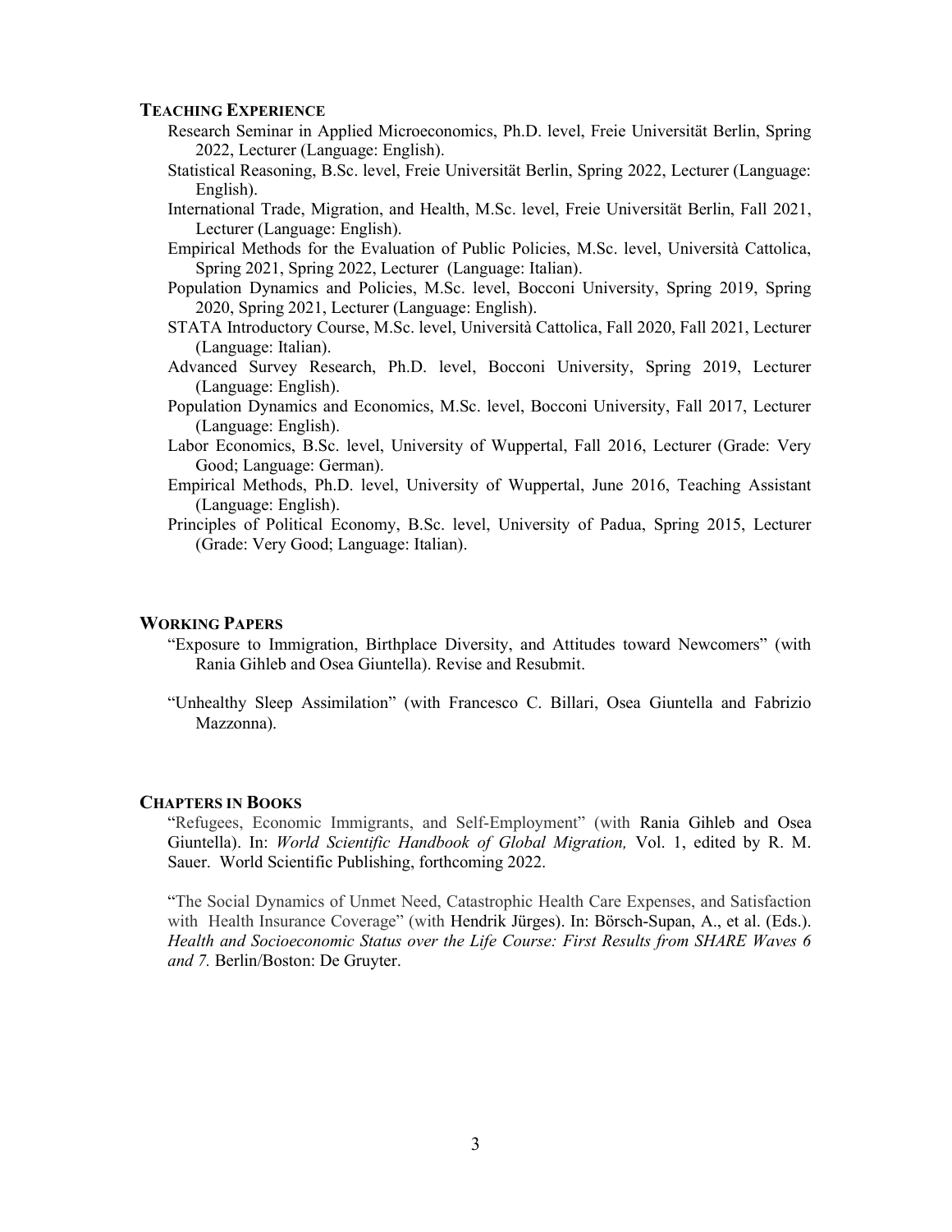## Teaching Experience

Research Seminar in Applied Microeconomics, Ph.D. level, Freie Universität Berlin, Spring 2022, Lecturer (Language: English).

Statistical Reasoning, B.Sc. level, Freie Universität Berlin, Spring 2022, Lecturer (Language: English).

International Trade, Migration, and Health, M.Sc. level, Freie Universität Berlin, Fall 2021, Lecturer (Language: English).

Empirical Methods for the Evaluation of Public Policies, M.Sc. level, Università Cattolica, Spring 2021, Spring 2022, Lecturer (Language: Italian).

Population Dynamics and Policies, M.Sc. level, Bocconi University, Spring 2019, Spring 2020, Spring 2021, Lecturer (Language: English).

STATA Introductory Course, M.Sc. level, Università Cattolica, Fall 2020, Fall 2021, Lecturer (Language: Italian).

Advanced Survey Research, Ph.D. level, Bocconi University, Spring 2019, Lecturer (Language: English).

Population Dynamics and Economics, M.Sc. level, Bocconi University, Fall 2017, Lecturer (Language: English).

Labor Economics, B.Sc. level, University of Wuppertal, Fall 2016, Lecturer (Grade: Very Good; Language: German).

Empirical Methods, Ph.D. level, University of Wuppertal, June 2016, Teaching Assistant (Language: English).

Principles of Political Economy, B.Sc. level, University of Padua, Spring 2015, Lecturer (Grade: Very Good; Language: Italian).

## Working Papers

"Exposure to Immigration, Birthplace Diversity, and Attitudes toward Newcomers" (with Rania Gihleb and Osea Giuntella). Revise and Resubmit.

"Unhealthy Sleep Assimilation" (with Francesco C. Billari, Osea Giuntella and Fabrizio Mazzonna).

## Chapters in Books

"Refugees, Economic Immigrants, and Self-Employment" (with Rania Gihleb and Osea Giuntella). In: *World Scientific Handbook of Global Migration,* Vol. 1, edited by R. M. Sauer. World Scientific Publishing, forthcoming 2022.

"The Social Dynamics of Unmet Need, Catastrophic Health Care Expenses, and Satisfaction with Health Insurance Coverage" (with Hendrik Jürges). In: Börsch-Supan, A., et al. (Eds.). *Health and Socioeconomic Status over the Life Course: First Results from SHARE Waves 6 and 7.* Berlin/Boston: De Gruyter.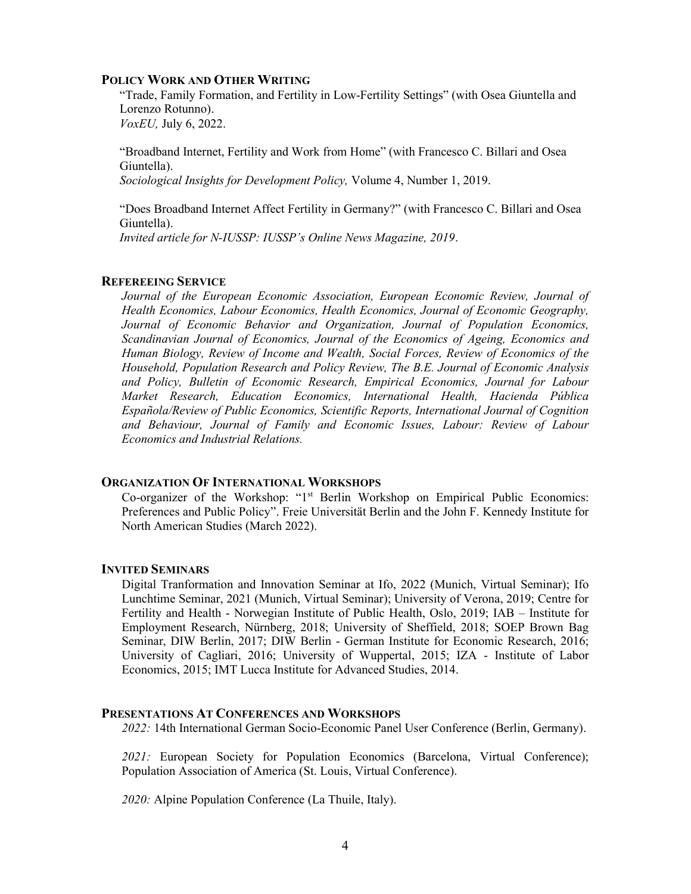## Policy Work and Other Writing

"Trade, Family Formation, and Fertility in Low-Fertility Settings" (with Osea Giuntella and Lorenzo Rotunno).
*VoxEU,* July 6, 2022.

"Broadband Internet, Fertility and Work from Home" (with Francesco C. Billari and Osea Giuntella).
*Sociological Insights for Development Policy,* Volume 4, Number 1, 2019.

"Does Broadband Internet Affect Fertility in Germany?" (with Francesco C. Billari and Osea Giuntella).
*Invited article for N-IUSSP: IUSSP's Online News Magazine, 2019*.

## Refereeing Service

*Journal of the European Economic Association, European Economic Review, Journal of Health Economics, Labour Economics, Health Economics, Journal of Economic Geography, Journal of Economic Behavior and Organization, Journal of Population Economics, Scandinavian Journal of Economics, Journal of the Economics of Ageing, Economics and Human Biology, Review of Income and Wealth, Social Forces, Review of Economics of the Household, Population Research and Policy Review, The B.E. Journal of Economic Analysis and Policy, Bulletin of Economic Research, Empirical Economics, Journal for Labour Market Research, Education Economics, International Health, Hacienda Pública Española/Review of Public Economics, Scientific Reports, International Journal of Cognition and Behaviour, Journal of Family and Economic Issues, Labour: Review of Labour Economics and Industrial Relations.*

## Organization Of International Workshops

Co-organizer of the Workshop: "1st Berlin Workshop on Empirical Public Economics: Preferences and Public Policy". Freie Universität Berlin and the John F. Kennedy Institute for North American Studies (March 2022).

## Invited Seminars

Digital Tranformation and Innovation Seminar at Ifo, 2022 (Munich, Virtual Seminar); Ifo Lunchtime Seminar, 2021 (Munich, Virtual Seminar); University of Verona, 2019; Centre for Fertility and Health - Norwegian Institute of Public Health, Oslo, 2019; IAB – Institute for Employment Research, Nürnberg, 2018; University of Sheffield, 2018; SOEP Brown Bag Seminar, DIW Berlin, 2017; DIW Berlin - German Institute for Economic Research, 2016; University of Cagliari, 2016; University of Wuppertal, 2015; IZA - Institute of Labor Economics, 2015; IMT Lucca Institute for Advanced Studies, 2014.

## Presentations At Conferences and Workshops

*2022:* 14th International German Socio-Economic Panel User Conference (Berlin, Germany).

*2021:* European Society for Population Economics (Barcelona, Virtual Conference); Population Association of America (St. Louis, Virtual Conference).

*2020:* Alpine Population Conference (La Thuile, Italy).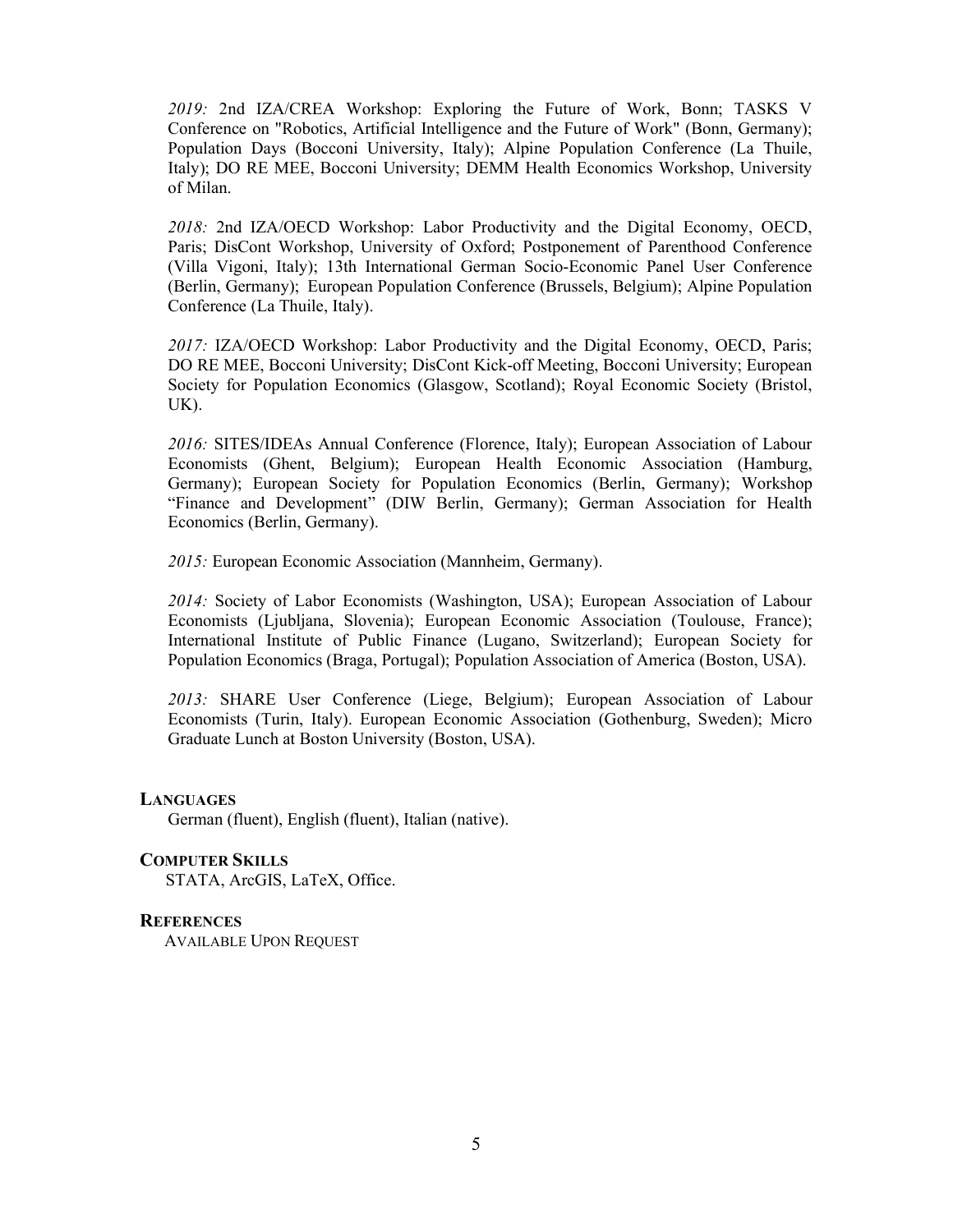*2019:* 2nd IZA/CREA Workshop: Exploring the Future of Work, Bonn; TASKS V Conference on "Robotics, Artificial Intelligence and the Future of Work" (Bonn, Germany); Population Days (Bocconi University, Italy); Alpine Population Conference (La Thuile, Italy); DO RE MEE, Bocconi University; DEMM Health Economics Workshop, University of Milan.

*2018:* 2nd IZA/OECD Workshop: Labor Productivity and the Digital Economy, OECD, Paris; DisCont Workshop, University of Oxford; Postponement of Parenthood Conference (Villa Vigoni, Italy); 13th International German Socio-Economic Panel User Conference (Berlin, Germany); European Population Conference (Brussels, Belgium); Alpine Population Conference (La Thuile, Italy).

*2017:* IZA/OECD Workshop: Labor Productivity and the Digital Economy, OECD, Paris; DO RE MEE, Bocconi University; DisCont Kick-off Meeting, Bocconi University; European Society for Population Economics (Glasgow, Scotland); Royal Economic Society (Bristol, UK).

*2016:* SITES/IDEAs Annual Conference (Florence, Italy); European Association of Labour Economists (Ghent, Belgium); European Health Economic Association (Hamburg, Germany); European Society for Population Economics (Berlin, Germany); Workshop "Finance and Development" (DIW Berlin, Germany); German Association for Health Economics (Berlin, Germany).

*2015:* European Economic Association (Mannheim, Germany).

*2014:* Society of Labor Economists (Washington, USA); European Association of Labour Economists (Ljubljana, Slovenia); European Economic Association (Toulouse, France); International Institute of Public Finance (Lugano, Switzerland); European Society for Population Economics (Braga, Portugal); Population Association of America (Boston, USA).

*2013:* SHARE User Conference (Liege, Belgium); European Association of Labour Economists (Turin, Italy). European Economic Association (Gothenburg, Sweden); Micro Graduate Lunch at Boston University (Boston, USA).

## Languages

German (fluent), English (fluent), Italian (native).

## Computer Skills

STATA, ArcGIS, LaTeX, Office.

## References

Available Upon Request